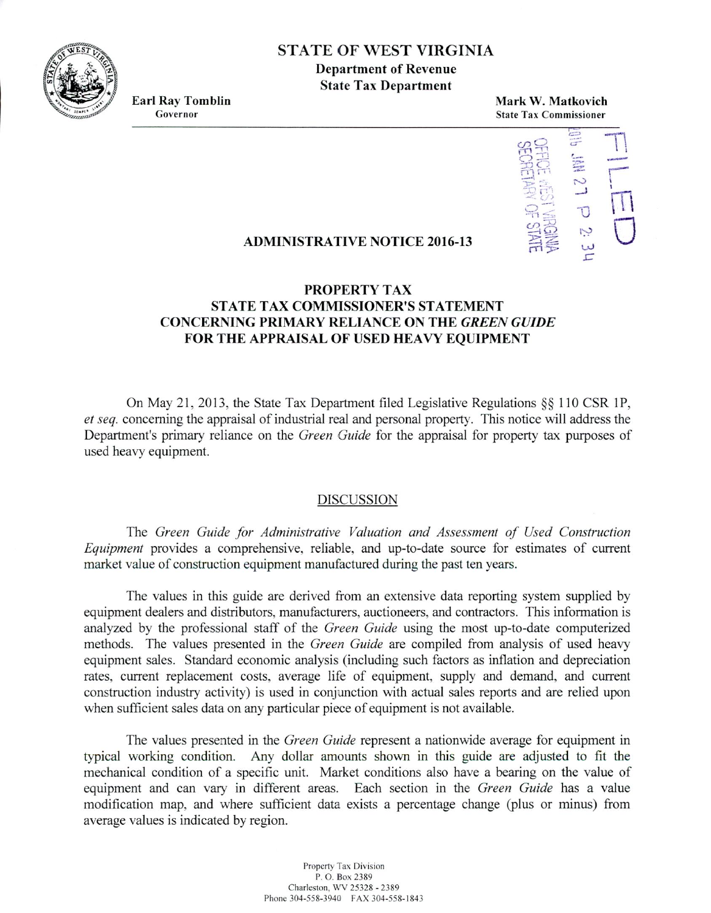# STATE OF WEST VIRGINIA

**Department of Revenue**
**State Tax Department**

**Earl Ray Tomblin**
Governor

**Mark W. Matkovich**
State Tax Commissioner

FILED
2016 JAN 27 P 2:34
OFFICE WEST VIRGINIA SECRETARY OF STATE

## ADMINISTRATIVE NOTICE 2016-13

## PROPERTY TAX
## STATE TAX COMMISSIONER'S STATEMENT CONCERNING PRIMARY RELIANCE ON THE *GREEN GUIDE* FOR THE APPRAISAL OF USED HEAVY EQUIPMENT

On May 21, 2013, the State Tax Department filed Legislative Regulations §§ 110 CSR 1P, *et seq.* concerning the appraisal of industrial real and personal property. This notice will address the Department's primary reliance on the *Green Guide* for the appraisal for property tax purposes of used heavy equipment.

### DISCUSSION

The *Green Guide for Administrative Valuation and Assessment of Used Construction Equipment* provides a comprehensive, reliable, and up-to-date source for estimates of current market value of construction equipment manufactured during the past ten years.

The values in this guide are derived from an extensive data reporting system supplied by equipment dealers and distributors, manufacturers, auctioneers, and contractors. This information is analyzed by the professional staff of the *Green Guide* using the most up-to-date computerized methods. The values presented in the *Green Guide* are compiled from analysis of used heavy equipment sales. Standard economic analysis (including such factors as inflation and depreciation rates, current replacement costs, average life of equipment, supply and demand, and current construction industry activity) is used in conjunction with actual sales reports and are relied upon when sufficient sales data on any particular piece of equipment is not available.

The values presented in the *Green Guide* represent a nationwide average for equipment in typical working condition. Any dollar amounts shown in this guide are adjusted to fit the mechanical condition of a specific unit. Market conditions also have a bearing on the value of equipment and can vary in different areas. Each section in the *Green Guide* has a value modification map, and where sufficient data exists a percentage change (plus or minus) from average values is indicated by region.

Property Tax Division
P. O. Box 2389
Charleston, WV 25328 - 2389
Phone 304-558-3940 FAX 304-558-1843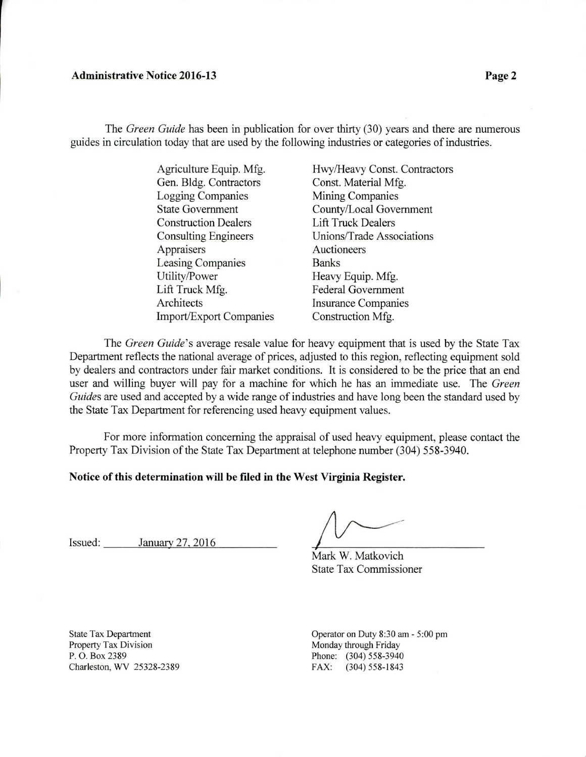The *Green Guide* has been in publication for over thirty (30) years and there are numerous guides in circulation today that are used by the following industries or categories of industries.

| | |
|---|---|
| Agriculture Equip. Mfg. | Hwy/Heavy Const. Contractors |
| Gen. Bldg. Contractors | Const. Material Mfg. |
| Logging Companies | Mining Companies |
| State Government | County/Local Government |
| Construction Dealers | Lift Truck Dealers |
| Consulting Engineers | Unions/Trade Associations |
| Appraisers | Auctioneers |
| Leasing Companies | Banks |
| Utility/Power | Heavy Equip. Mfg. |
| Lift Truck Mfg. | Federal Government |
| Architects | Insurance Companies |
| Import/Export Companies | Construction Mfg. |

The *Green Guide*'s average resale value for heavy equipment that is used by the State Tax Department reflects the national average of prices, adjusted to this region, reflecting equipment sold by dealers and contractors under fair market conditions. It is considered to be the price that an end user and willing buyer will pay for a machine for which he has an immediate use. The *Green Guides* are used and accepted by a wide range of industries and have long been the standard used by the State Tax Department for referencing used heavy equipment values.

For more information concerning the appraisal of used heavy equipment, please contact the Property Tax Division of the State Tax Department at telephone number (304) 558-3940.

**Notice of this determination will be filed in the West Virginia Register.**

Issued: January 27, 2016

Mark W. Matkovich
State Tax Commissioner

State Tax Department
Property Tax Division
P. O. Box 2389
Charleston, WV 25328-2389

Operator on Duty 8:30 am - 5:00 pm
Monday through Friday
Phone: (304) 558-3940
FAX: (304) 558-1843